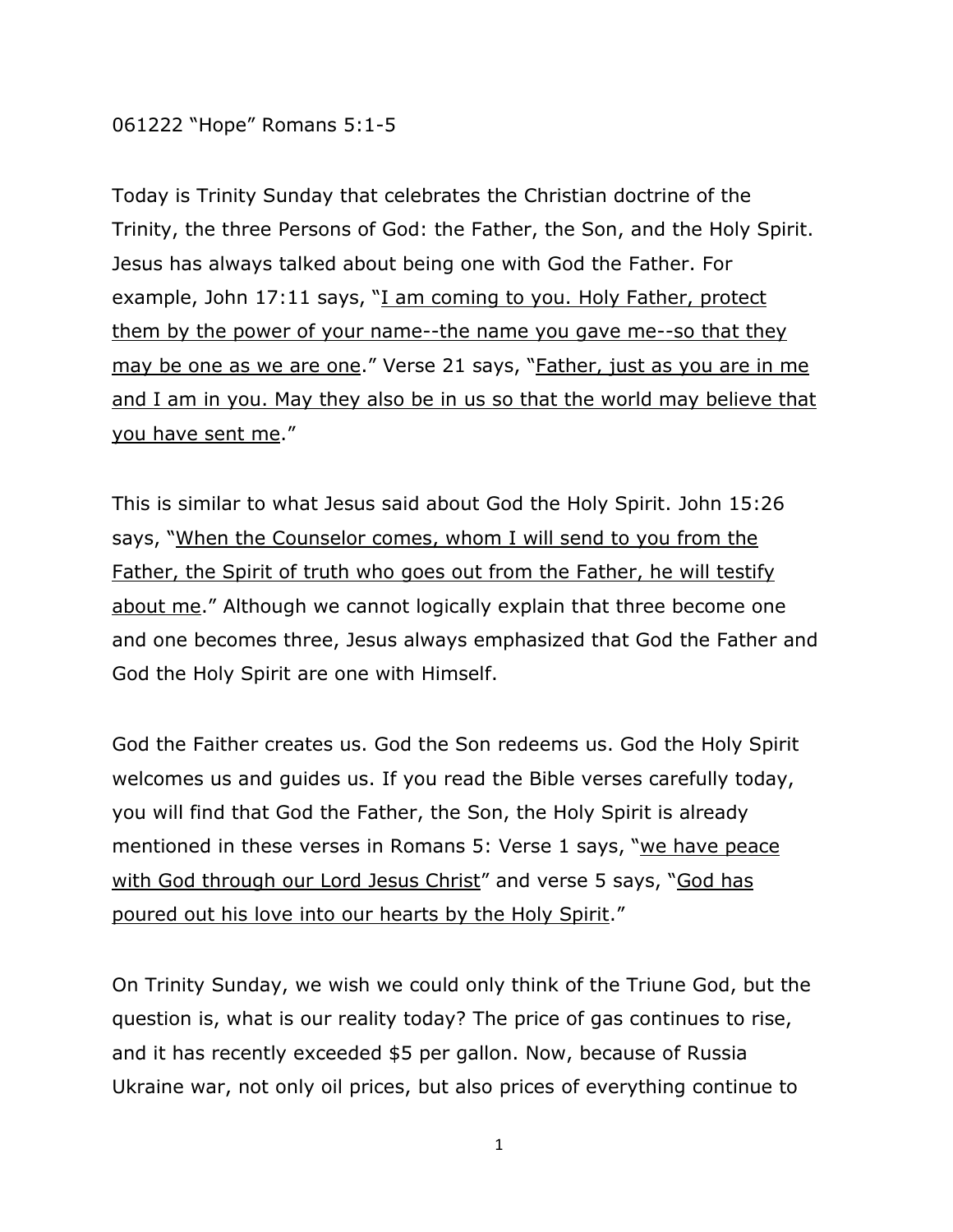061222 “Hope” Romans 5:1-5

Today is Trinity Sunday that celebrates the Christian doctrine of the Trinity, the three Persons of God: the Father, the Son, and the Holy Spirit. Jesus has always talked about being one with God the Father. For example, John 17:11 says, “<u>I am coming to you. Holy Father, protect them by the power of your name--the name you gave me--so that they may be one as we are one</u>.” Verse 21 says, “<u>Father, just as you are in me and I am in you. May they also be in us so that the world may believe that you have sent me</u>.”

This is similar to what Jesus said about God the Holy Spirit. John 15:26 says, “<u>When the Counselor comes, whom I will send to you from the Father, the Spirit of truth who goes out from the Father, he will testify about me</u>.” Although we cannot logically explain that three become one and one becomes three, Jesus always emphasized that God the Father and God the Holy Spirit are one with Himself.

God the Faither creates us. God the Son redeems us. God the Holy Spirit welcomes us and guides us. If you read the Bible verses carefully today, you will find that God the Father, the Son, the Holy Spirit is already mentioned in these verses in Romans 5: Verse 1 says, “<u>we have peace with God through our Lord Jesus Christ</u>” and verse 5 says, “<u>God has poured out his love into our hearts by the Holy Spirit</u>.”

On Trinity Sunday, we wish we could only think of the Triune God, but the question is, what is our reality today? The price of gas continues to rise, and it has recently exceeded $5 per gallon. Now, because of Russia Ukraine war, not only oil prices, but also prices of everything continue to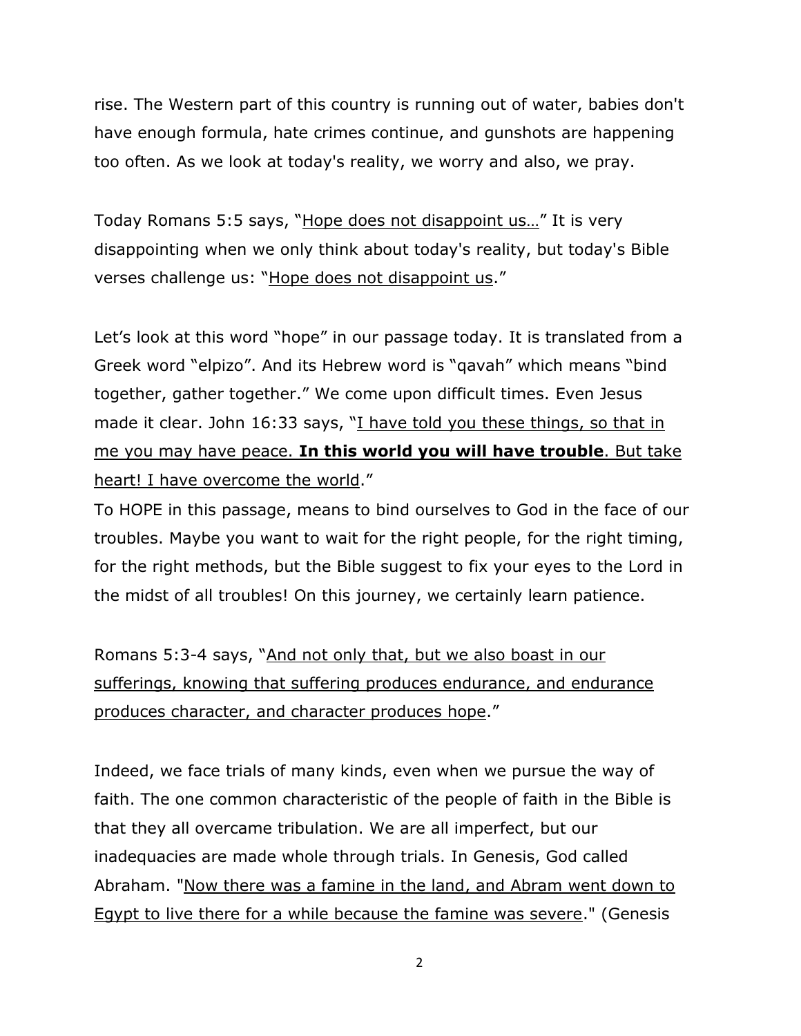rise. The Western part of this country is running out of water, babies don't have enough formula, hate crimes continue, and gunshots are happening too often. As we look at today's reality, we worry and also, we pray.

Today Romans 5:5 says, "<u>Hope does not disappoint us…</u>" It is very disappointing when we only think about today's reality, but today's Bible verses challenge us: "<u>Hope does not disappoint us</u>."

Let's look at this word "hope" in our passage today. It is translated from a Greek word "elpizo". And its Hebrew word is "qavah" which means "bind together, gather together." We come upon difficult times. Even Jesus made it clear. John 16:33 says, "<u>I have told you these things, so that in me you may have peace. **In this world you will have trouble**. But take heart! I have overcome the world</u>."

To HOPE in this passage, means to bind ourselves to God in the face of our troubles. Maybe you want to wait for the right people, for the right timing, for the right methods, but the Bible suggest to fix your eyes to the Lord in the midst of all troubles! On this journey, we certainly learn patience.

Romans 5:3-4 says, "<u>And not only that, but we also boast in our sufferings, knowing that suffering produces endurance, and endurance produces character, and character produces hope</u>."

Indeed, we face trials of many kinds, even when we pursue the way of faith. The one common characteristic of the people of faith in the Bible is that they all overcame tribulation. We are all imperfect, but our inadequacies are made whole through trials. In Genesis, God called Abraham. "<u>Now there was a famine in the land, and Abram went down to Egypt to live there for a while because the famine was severe</u>." (Genesis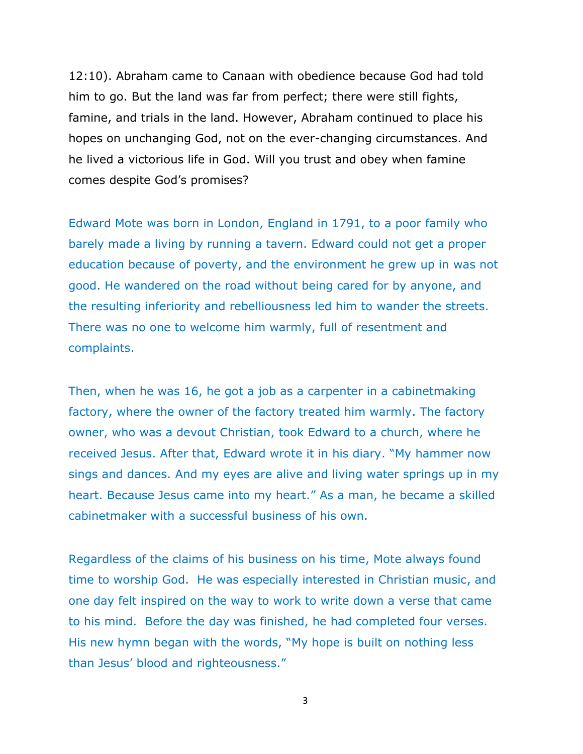12:10). Abraham came to Canaan with obedience because God had told him to go. But the land was far from perfect; there were still fights, famine, and trials in the land. However, Abraham continued to place his hopes on unchanging God, not on the ever-changing circumstances. And he lived a victorious life in God. Will you trust and obey when famine comes despite God's promises?

Edward Mote was born in London, England in 1791, to a poor family who barely made a living by running a tavern. Edward could not get a proper education because of poverty, and the environment he grew up in was not good. He wandered on the road without being cared for by anyone, and the resulting inferiority and rebelliousness led him to wander the streets. There was no one to welcome him warmly, full of resentment and complaints.

Then, when he was 16, he got a job as a carpenter in a cabinetmaking factory, where the owner of the factory treated him warmly. The factory owner, who was a devout Christian, took Edward to a church, where he received Jesus. After that, Edward wrote it in his diary. "My hammer now sings and dances. And my eyes are alive and living water springs up in my heart. Because Jesus came into my heart." As a man, he became a skilled cabinetmaker with a successful business of his own.

Regardless of the claims of his business on his time, Mote always found time to worship God. He was especially interested in Christian music, and one day felt inspired on the way to work to write down a verse that came to his mind. Before the day was finished, he had completed four verses. His new hymn began with the words, "My hope is built on nothing less than Jesus' blood and righteousness."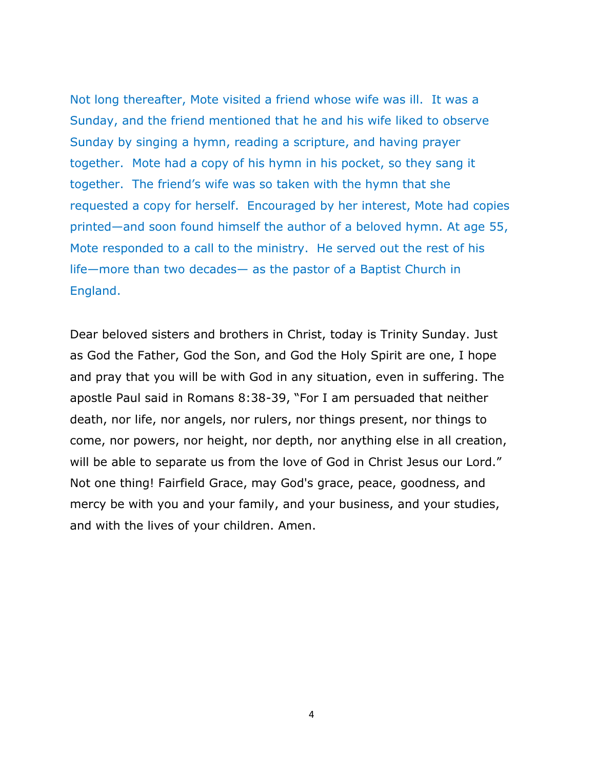Not long thereafter, Mote visited a friend whose wife was ill. It was a Sunday, and the friend mentioned that he and his wife liked to observe Sunday by singing a hymn, reading a scripture, and having prayer together. Mote had a copy of his hymn in his pocket, so they sang it together. The friend's wife was so taken with the hymn that she requested a copy for herself. Encouraged by her interest, Mote had copies printed—and soon found himself the author of a beloved hymn. At age 55, Mote responded to a call to the ministry. He served out the rest of his life—more than two decades— as the pastor of a Baptist Church in England.

Dear beloved sisters and brothers in Christ, today is Trinity Sunday. Just as God the Father, God the Son, and God the Holy Spirit are one, I hope and pray that you will be with God in any situation, even in suffering. The apostle Paul said in Romans 8:38-39, "For I am persuaded that neither death, nor life, nor angels, nor rulers, nor things present, nor things to come, nor powers, nor height, nor depth, nor anything else in all creation, will be able to separate us from the love of God in Christ Jesus our Lord." Not one thing! Fairfield Grace, may God's grace, peace, goodness, and mercy be with you and your family, and your business, and your studies, and with the lives of your children. Amen.